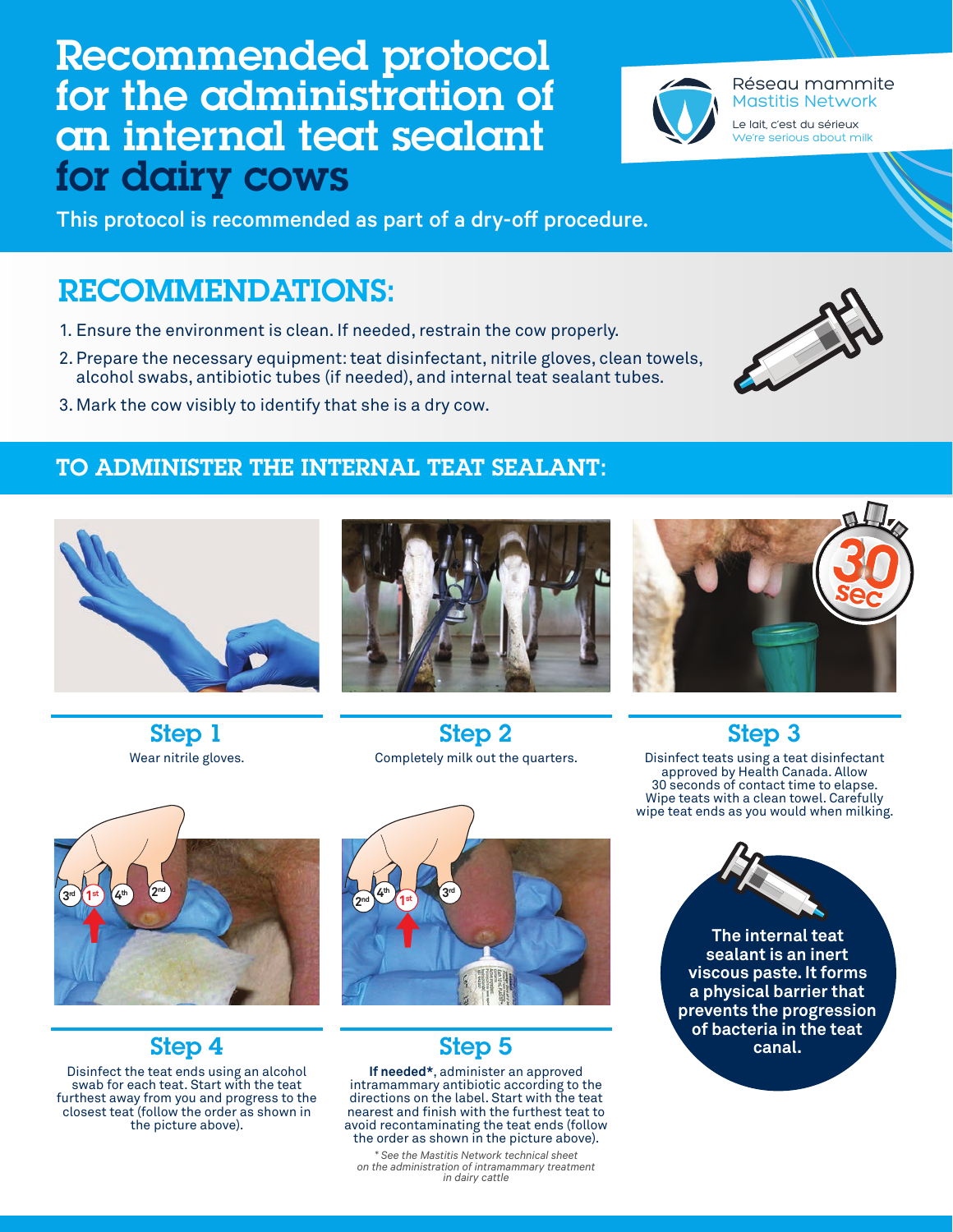# Recommended protocol for the administration of an internal teat sealant for dairy cows

Réseau mammite
Mastitis Network
Le lait, c'est du sérieux
We're serious about milk

This protocol is recommended as part of a dry-off procedure.

## RECOMMENDATIONS:

1. Ensure the environment is clean. If needed, restrain the cow properly.
2. Prepare the necessary equipment: teat disinfectant, nitrile gloves, clean towels, alcohol swabs, antibiotic tubes (if needed), and internal teat sealant tubes.
3. Mark the cow visibly to identify that she is a dry cow.

## TO ADMINISTER THE INTERNAL TEAT SEALANT:

### Step 1

Wear nitrile gloves.

### Step 2

Completely milk out the quarters.

### Step 3

Disinfect teats using a teat disinfectant approved by Health Canada. Allow 30 seconds of contact time to elapse. Wipe teats with a clean towel. Carefully wipe teat ends as you would when milking.

### Step 4

Disinfect the teat ends using an alcohol swab for each teat. Start with the teat furthest away from you and progress to the closest teat (follow the order as shown in the picture above).

### Step 5

**If needed***, administer an approved intramammary antibiotic according to the directions on the label. Start with the teat nearest and finish with the furthest teat to avoid recontaminating the teat ends (follow the order as shown in the picture above).

*\* See the Mastitis Network technical sheet on the administration of intramammary treatment in dairy cattle*

**The internal teat sealant is an inert viscous paste. It forms a physical barrier that prevents the progression of bacteria in the teat canal.**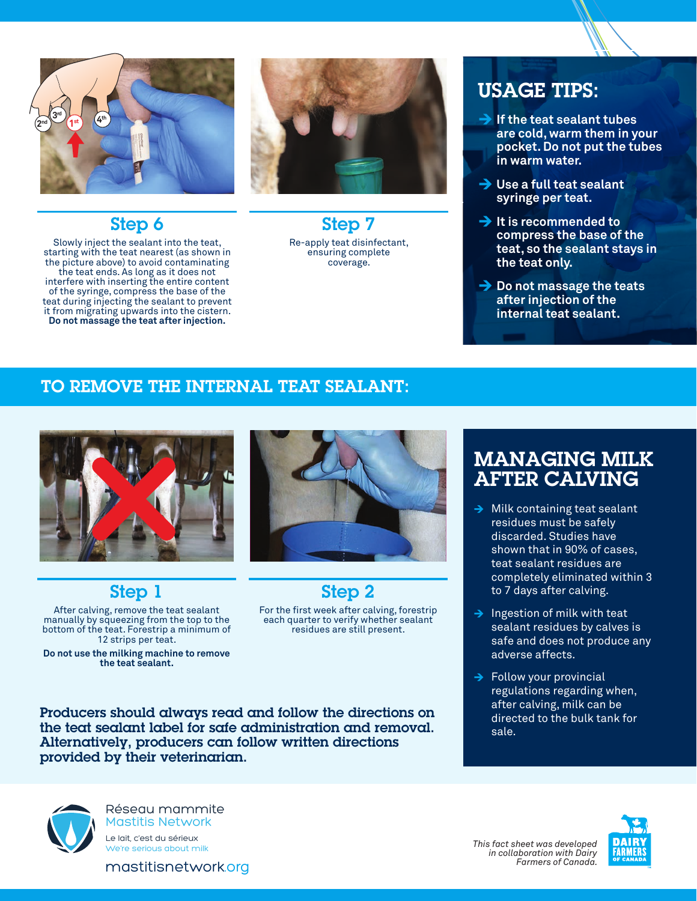## Step 6

Slowly inject the sealant into the teat, starting with the teat nearest (as shown in the picture above) to avoid contaminating the teat ends. As long as it does not interfere with inserting the entire content of the syringe, compress the base of the teat during injecting the sealant to prevent it from migrating upwards into the cistern. **Do not massage the teat after injection.**

## Step 7

Re-apply teat disinfectant, ensuring complete coverage.

## USAGE TIPS:

- If the teat sealant tubes are cold, warm them in your pocket. Do not put the tubes in warm water.
- Use a full teat sealant syringe per teat.
- It is recommended to compress the base of the teat, so the sealant stays in the teat only.
- Do not massage the teats after injection of the internal teat sealant.

# TO REMOVE THE INTERNAL TEAT SEALANT:

## Step 1

After calving, remove the teat sealant manually by squeezing from the top to the bottom of the teat. Forestrip a minimum of 12 strips per teat.

**Do not use the milking machine to remove the teat sealant.**

## Step 2

For the first week after calving, forestrip each quarter to verify whether sealant residues are still present.

**Producers should always read and follow the directions on the teat sealant label for safe administration and removal. Alternatively, producers can follow written directions provided by their veterinarian.**

## MANAGING MILK AFTER CALVING

- Milk containing teat sealant residues must be safely discarded. Studies have shown that in 90% of cases, teat sealant residues are completely eliminated within 3 to 7 days after calving.
- Ingestion of milk with teat sealant residues by calves is safe and does not produce any adverse affects.
- Follow your provincial regulations regarding when, after calving, milk can be directed to the bulk tank for sale.

Réseau mammite
Mastitis Network
Le lait, c'est du sérieux
We're serious about milk

mastitisnetwork.org

*This fact sheet was developed in collaboration with Dairy Farmers of Canada.*

DAIRY FARMERS OF CANADA